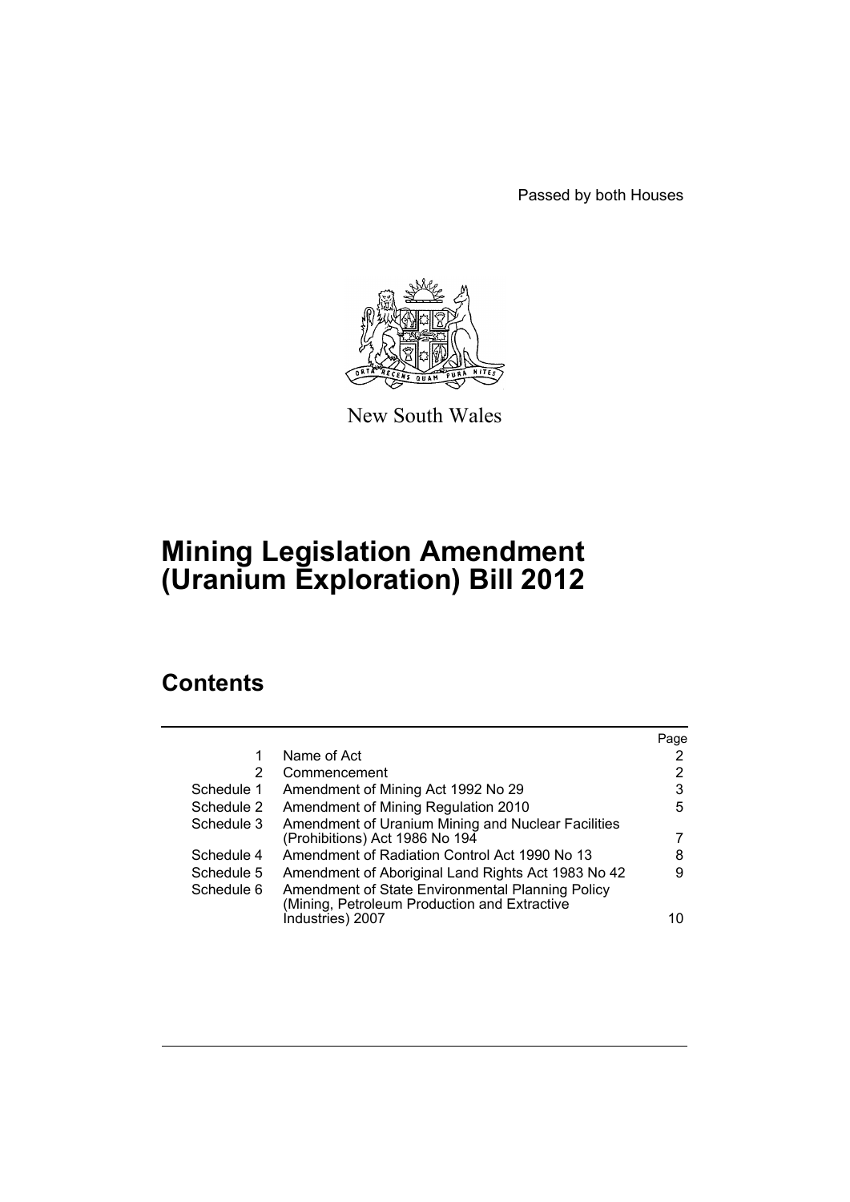Passed by both Houses

New South Wales

# Mining Legislation Amendment (Uranium Exploration) Bill 2012

## Contents

| | | Page |
|---|---|---|
| 1 | Name of Act | 2 |
| 2 | Commencement | 2 |
| Schedule 1 | Amendment of Mining Act 1992 No 29 | 3 |
| Schedule 2 | Amendment of Mining Regulation 2010 | 5 |
| Schedule 3 | Amendment of Uranium Mining and Nuclear Facilities (Prohibitions) Act 1986 No 194 | 7 |
| Schedule 4 | Amendment of Radiation Control Act 1990 No 13 | 8 |
| Schedule 5 | Amendment of Aboriginal Land Rights Act 1983 No 42 | 9 |
| Schedule 6 | Amendment of State Environmental Planning Policy (Mining, Petroleum Production and Extractive Industries) 2007 | 10 |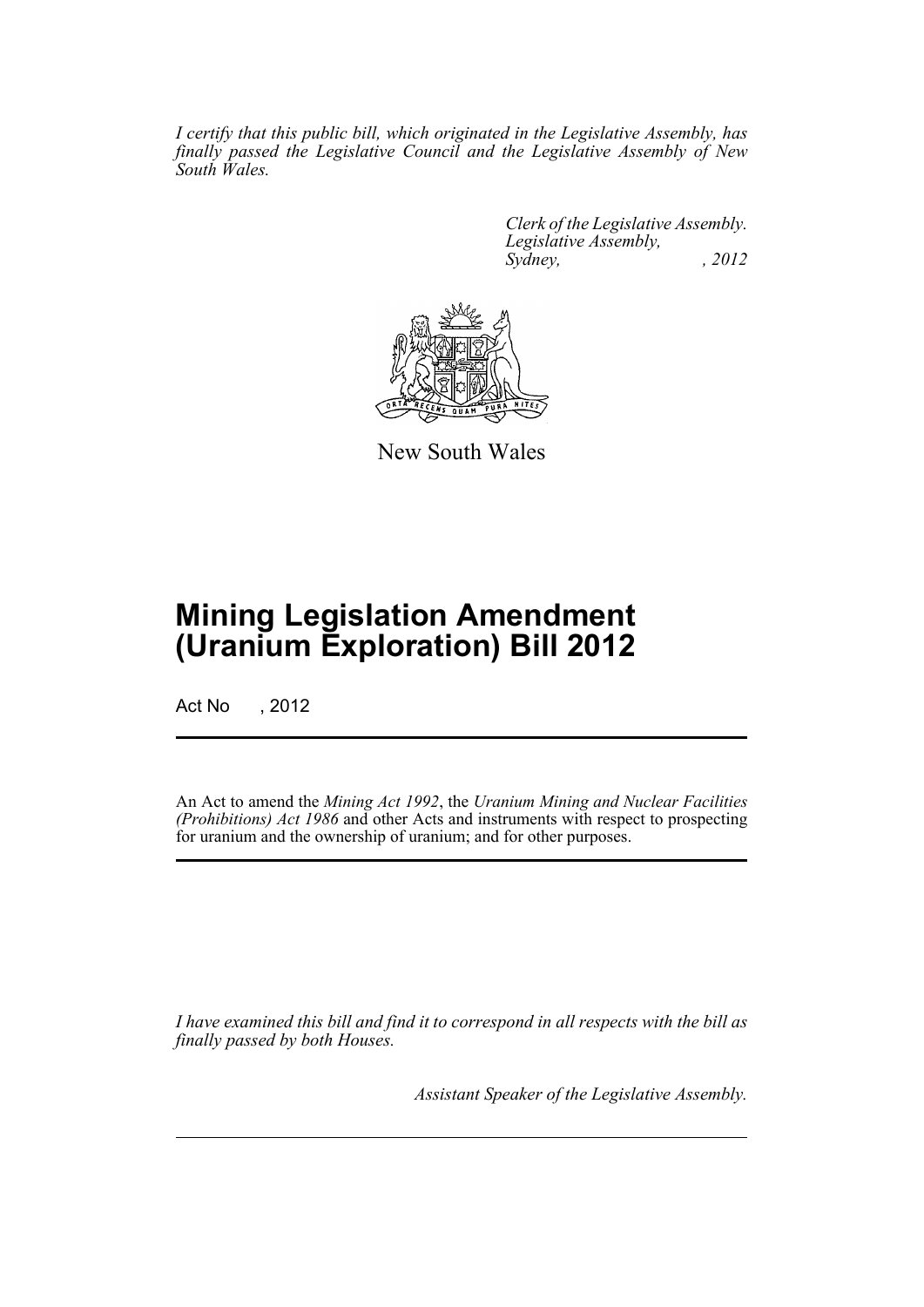*I certify that this public bill, which originated in the Legislative Assembly, has finally passed the Legislative Council and the Legislative Assembly of New South Wales.*

*Clerk of the Legislative Assembly.*
*Legislative Assembly,*
*Sydney, , 2012*

New South Wales

# Mining Legislation Amendment (Uranium Exploration) Bill 2012

Act No , 2012

An Act to amend the *Mining Act 1992*, the *Uranium Mining and Nuclear Facilities (Prohibitions) Act 1986* and other Acts and instruments with respect to prospecting for uranium and the ownership of uranium; and for other purposes.

*I have examined this bill and find it to correspond in all respects with the bill as finally passed by both Houses.*

*Assistant Speaker of the Legislative Assembly.*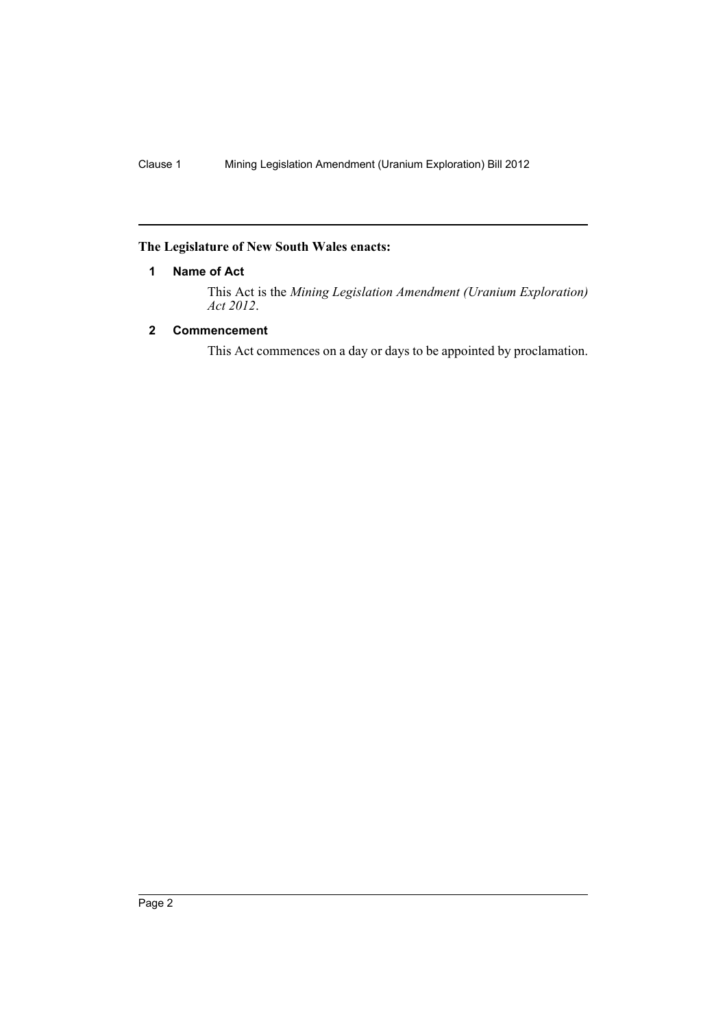**The Legislature of New South Wales enacts:**

## 1 Name of Act

This Act is the *Mining Legislation Amendment (Uranium Exploration) Act 2012*.

## 2 Commencement

This Act commences on a day or days to be appointed by proclamation.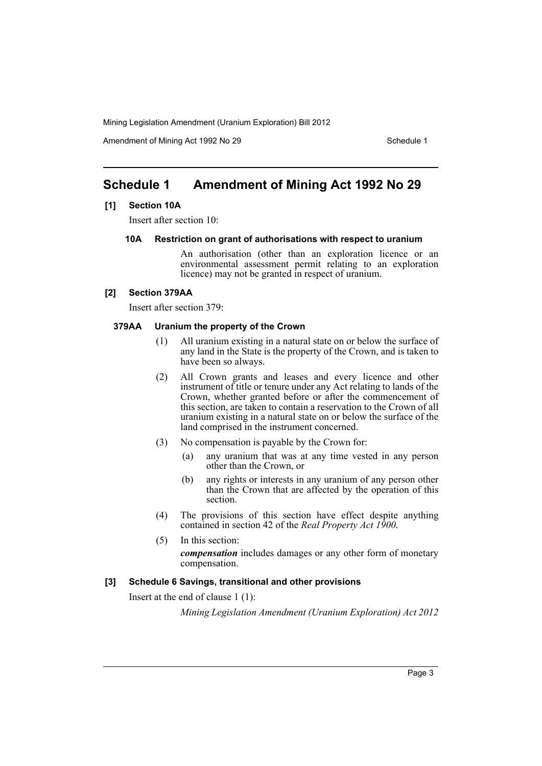# Schedule 1 Amendment of Mining Act 1992 No 29

**[1] Section 10A**

Insert after section 10:

**10A Restriction on grant of authorisations with respect to uranium**

An authorisation (other than an exploration licence or an environmental assessment permit relating to an exploration licence) may not be granted in respect of uranium.

**[2] Section 379AA**

Insert after section 379:

**379AA Uranium the property of the Crown**

(1) All uranium existing in a natural state on or below the surface of any land in the State is the property of the Crown, and is taken to have been so always.

(2) All Crown grants and leases and every licence and other instrument of title or tenure under any Act relating to lands of the Crown, whether granted before or after the commencement of this section, are taken to contain a reservation to the Crown of all uranium existing in a natural state on or below the surface of the land comprised in the instrument concerned.

(3) No compensation is payable by the Crown for:

(a) any uranium that was at any time vested in any person other than the Crown, or

(b) any rights or interests in any uranium of any person other than the Crown that are affected by the operation of this section.

(4) The provisions of this section have effect despite anything contained in section 42 of the *Real Property Act 1900*.

(5) In this section:

***compensation*** includes damages or any other form of monetary compensation.

**[3] Schedule 6 Savings, transitional and other provisions**

Insert at the end of clause 1 (1):

*Mining Legislation Amendment (Uranium Exploration) Act 2012*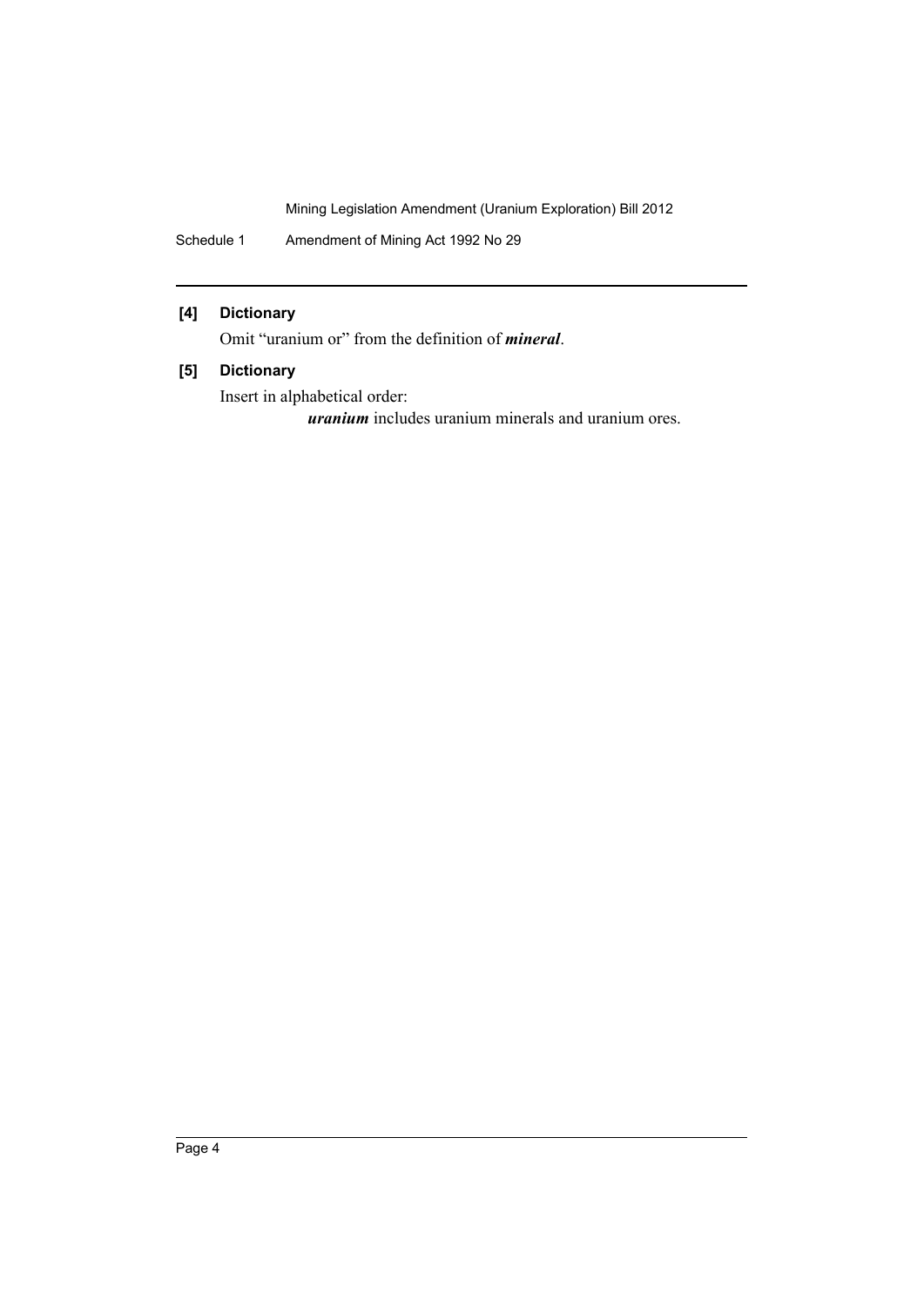**[4] Dictionary**

Omit "uranium or" from the definition of ***mineral***.

**[5] Dictionary**

Insert in alphabetical order:

***uranium*** includes uranium minerals and uranium ores.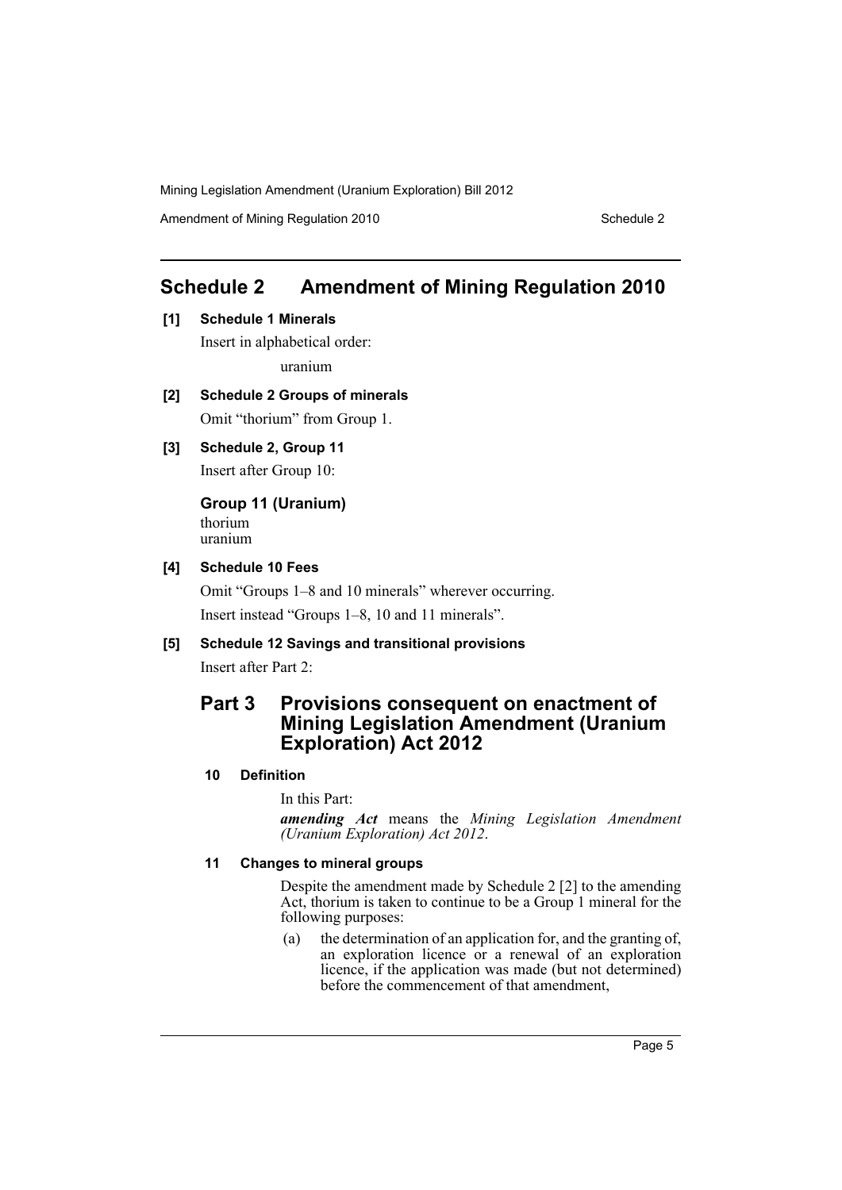## Schedule 2 Amendment of Mining Regulation 2010

**[1] Schedule 1 Minerals**

Insert in alphabetical order:

uranium

**[2] Schedule 2 Groups of minerals**

Omit "thorium" from Group 1.

**[3] Schedule 2, Group 11**

Insert after Group 10:

**Group 11 (Uranium)**

thorium
uranium

**[4] Schedule 10 Fees**

Omit "Groups 1–8 and 10 minerals" wherever occurring.

Insert instead "Groups 1–8, 10 and 11 minerals".

**[5] Schedule 12 Savings and transitional provisions**

Insert after Part 2:

### Part 3 Provisions consequent on enactment of Mining Legislation Amendment (Uranium Exploration) Act 2012

**10 Definition**

In this Part:

***amending Act*** means the *Mining Legislation Amendment (Uranium Exploration) Act 2012*.

**11 Changes to mineral groups**

Despite the amendment made by Schedule 2 [2] to the amending Act, thorium is taken to continue to be a Group 1 mineral for the following purposes:

(a) the determination of an application for, and the granting of, an exploration licence or a renewal of an exploration licence, if the application was made (but not determined) before the commencement of that amendment,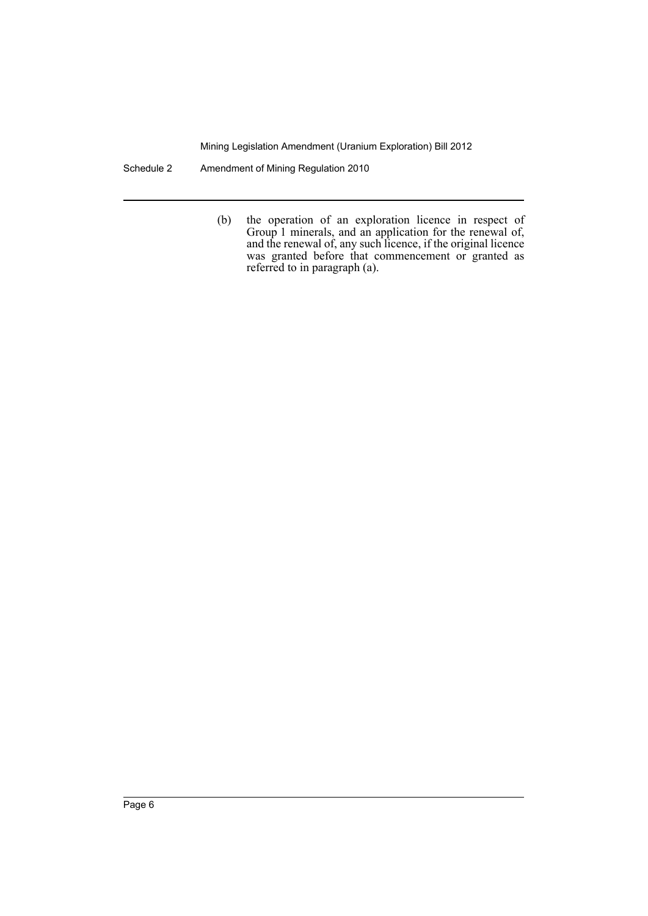(b) the operation of an exploration licence in respect of Group 1 minerals, and an application for the renewal of, and the renewal of, any such licence, if the original licence was granted before that commencement or granted as referred to in paragraph (a).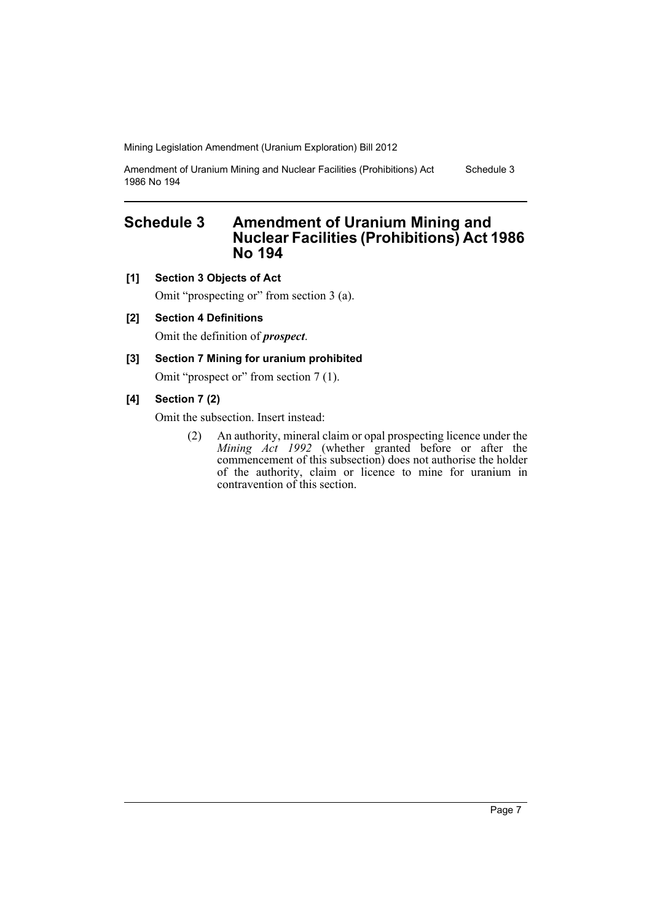# Schedule 3 Amendment of Uranium Mining and Nuclear Facilities (Prohibitions) Act 1986 No 194

**[1] Section 3 Objects of Act**

Omit "prospecting or" from section 3 (a).

**[2] Section 4 Definitions**

Omit the definition of ***prospect***.

**[3] Section 7 Mining for uranium prohibited**

Omit "prospect or" from section 7 (1).

**[4] Section 7 (2)**

Omit the subsection. Insert instead:

(2) An authority, mineral claim or opal prospecting licence under the *Mining Act 1992* (whether granted before or after the commencement of this subsection) does not authorise the holder of the authority, claim or licence to mine for uranium in contravention of this section.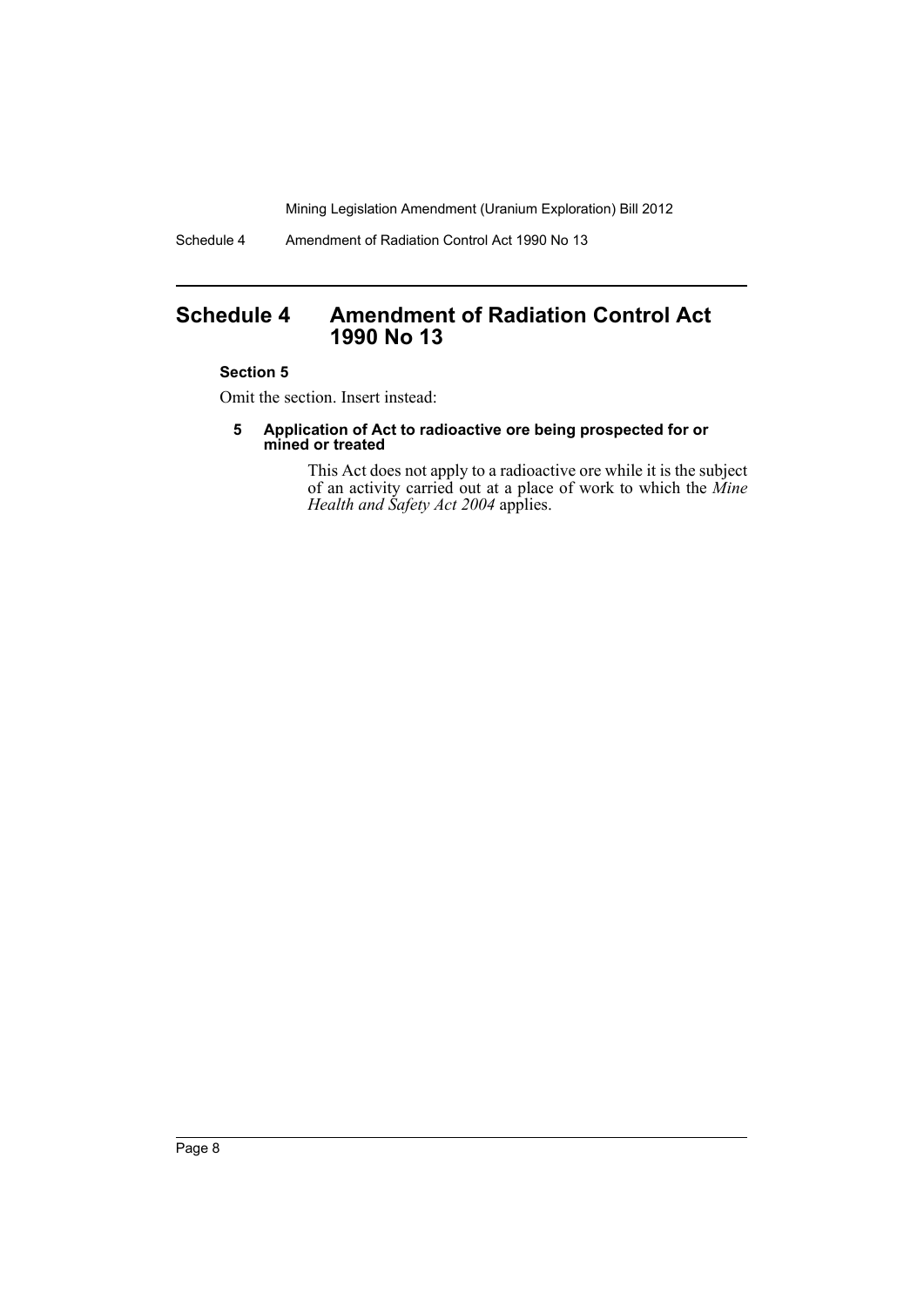# Schedule 4 Amendment of Radiation Control Act 1990 No 13

**Section 5**

Omit the section. Insert instead:

**5 Application of Act to radioactive ore being prospected for or mined or treated**

This Act does not apply to a radioactive ore while it is the subject of an activity carried out at a place of work to which the *Mine Health and Safety Act 2004* applies.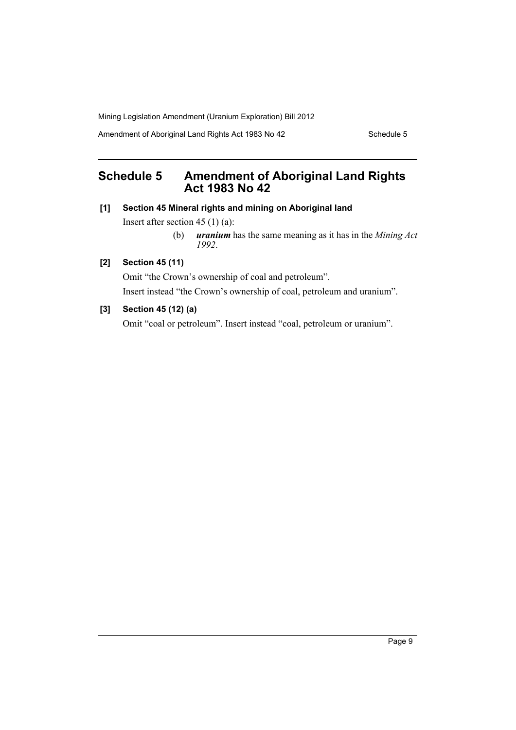# Schedule 5 Amendment of Aboriginal Land Rights Act 1983 No 42

**[1] Section 45 Mineral rights and mining on Aboriginal land**

Insert after section 45 (1) (a):

> (b) ***uranium*** has the same meaning as it has in the *Mining Act 1992*.

**[2] Section 45 (11)**

Omit "the Crown's ownership of coal and petroleum".

Insert instead "the Crown's ownership of coal, petroleum and uranium".

**[3] Section 45 (12) (a)**

Omit "coal or petroleum". Insert instead "coal, petroleum or uranium".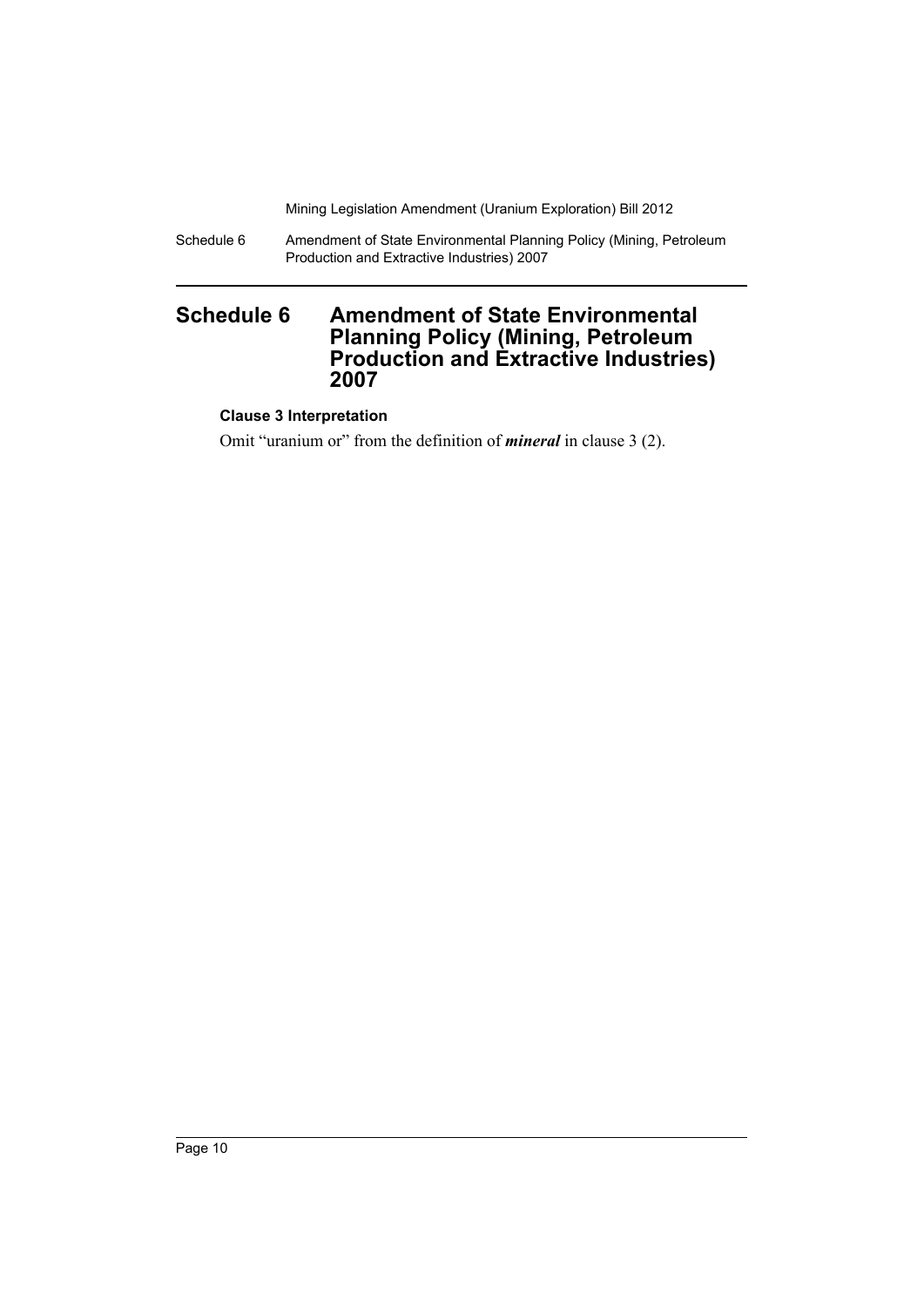## Schedule 6 Amendment of State Environmental Planning Policy (Mining, Petroleum Production and Extractive Industries) 2007

### Clause 3 Interpretation

Omit "uranium or" from the definition of ***mineral*** in clause 3 (2).